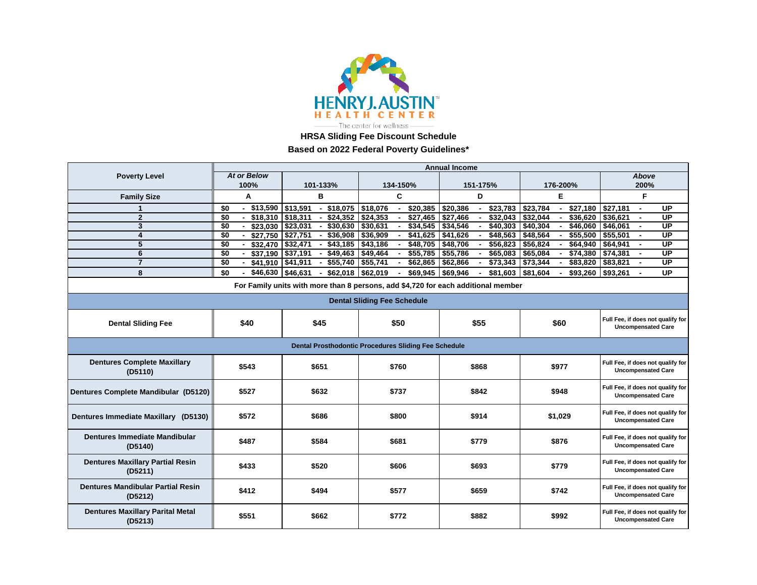HENRY J. AUSTIN HEALTH CENTER

The center for wellness

## HRSA Sliding Fee Discount Schedule

## Based on 2022 Federal Poverty Guidelines*

| Poverty Level | Annual Income | | | | | |
|---|---|---|---|---|---|---|
| | *At or Below* 100% | 101-133% | 134-150% | 151-175% | 176-200% | *Above* 200% |
| **Family Size** | **A** | **B** | **C** | **D** | **E** | **F** |
| 1 | $0 - $13,590 | $13,591 - $18,075 | $18,076 - $20,385 | $20,386 - $23,783 | $23,784 - $27,180 | $27,181 - UP |
| 2 | $0 - $18,310 | $18,311 - $24,352 | $24,353 - $27,465 | $27,466 - $32,043 | $32,044 - $36,620 | $36,621 - UP |
| 3 | $0 - $23,030 | $23,031 - $30,630 | $30,631 - $34,545 | $34,546 - $40,303 | $40,304 - $46,060 | $46,061 - UP |
| 4 | $0 - $27,750 | $27,751 - $36,908 | $36,909 - $41,625 | $41,626 - $48,563 | $48,564 - $55,500 | $55,501 - UP |
| 5 | $0 - $32,470 | $32,471 - $43,185 | $43,186 - $48,705 | $48,706 - $56,823 | $56,824 - $64,940 | $64,941 - UP |
| 6 | $0 - $37,190 | $37,191 - $49,463 | $49,464 - $55,785 | $55,786 - $65,083 | $65,084 - $74,380 | $74,381 - UP |
| 7 | $0 - $41,910 | $41,911 - $55,740 | $55,741 - $62,865 | $62,866 - $73,343 | $73,344 - $83,820 | $83,821 - UP |
| 8 | $0 - $46,630 | $46,631 - $62,018 | $62,019 - $69,945 | $69,946 - $81,603 | $81,604 - $93,260 | $93,261 - UP |
| For Family units with more than 8 persons, add $4,720 for each additional member | | | | | | |
| **Dental Sliding Fee Schedule** | | | | | | |
| **Dental Sliding Fee** | $40 | $45 | $50 | $55 | $60 | Full Fee, if does not qualify for Uncompensated Care |
| **Dental Prosthodontic Procedures Sliding Fee Schedule** | | | | | | |
| **Dentures Complete Maxillary (D5110)** | $543 | $651 | $760 | $868 | $977 | Full Fee, if does not qualify for Uncompensated Care |
| **Dentures Complete Mandibular (D5120)** | $527 | $632 | $737 | $842 | $948 | Full Fee, if does not qualify for Uncompensated Care |
| **Dentures Immediate Maxillary (D5130)** | $572 | $686 | $800 | $914 | $1,029 | Full Fee, if does not qualify for Uncompensated Care |
| **Dentures Immediate Mandibular (D5140)** | $487 | $584 | $681 | $779 | $876 | Full Fee, if does not qualify for Uncompensated Care |
| **Dentures Maxillary Partial Resin (D5211)** | $433 | $520 | $606 | $693 | $779 | Full Fee, if does not qualify for Uncompensated Care |
| **Dentures Mandibular Partial Resin (D5212)** | $412 | $494 | $577 | $659 | $742 | Full Fee, if does not qualify for Uncompensated Care |
| **Dentures Maxillary Parital Metal (D5213)** | $551 | $662 | $772 | $882 | $992 | Full Fee, if does not qualify for Uncompensated Care |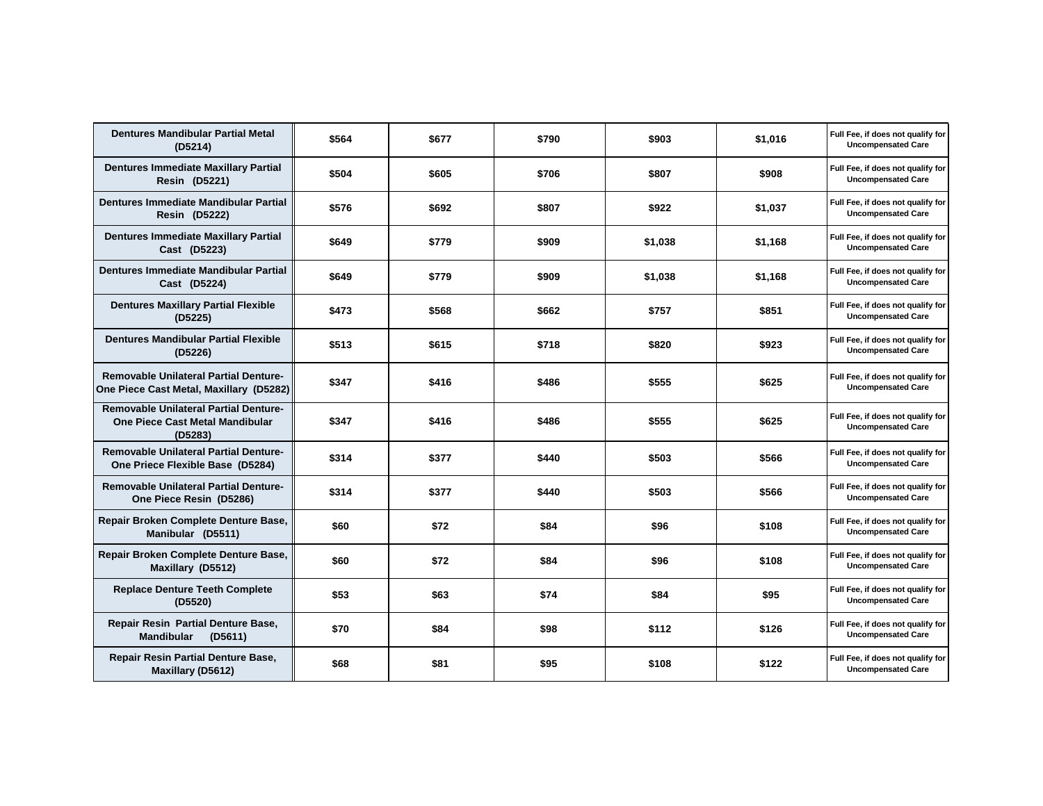| | | | | | | |
|---|---|---|---|---|---|---|
| Dentures Mandibular Partial Metal (D5214) | $564 | $677 | $790 | $903 | $1,016 | Full Fee, if does not qualify for Uncompensated Care |
| Dentures Immediate Maxillary Partial Resin (D5221) | $504 | $605 | $706 | $807 | $908 | Full Fee, if does not qualify for Uncompensated Care |
| Dentures Immediate Mandibular Partial Resin (D5222) | $576 | $692 | $807 | $922 | $1,037 | Full Fee, if does not qualify for Uncompensated Care |
| Dentures Immediate Maxillary Partial Cast (D5223) | $649 | $779 | $909 | $1,038 | $1,168 | Full Fee, if does not qualify for Uncompensated Care |
| Dentures Immediate Mandibular Partial Cast (D5224) | $649 | $779 | $909 | $1,038 | $1,168 | Full Fee, if does not qualify for Uncompensated Care |
| Dentures Maxillary Partial Flexible (D5225) | $473 | $568 | $662 | $757 | $851 | Full Fee, if does not qualify for Uncompensated Care |
| Dentures Mandibular Partial Flexible (D5226) | $513 | $615 | $718 | $820 | $923 | Full Fee, if does not qualify for Uncompensated Care |
| Removable Unilateral Partial Denture-One Piece Cast Metal, Maxillary (D5282) | $347 | $416 | $486 | $555 | $625 | Full Fee, if does not qualify for Uncompensated Care |
| Removable Unilateral Partial Denture-One Piece Cast Metal Mandibular (D5283) | $347 | $416 | $486 | $555 | $625 | Full Fee, if does not qualify for Uncompensated Care |
| Removable Unilateral Partial Denture-One Priece Flexible Base (D5284) | $314 | $377 | $440 | $503 | $566 | Full Fee, if does not qualify for Uncompensated Care |
| Removable Unilateral Partial Denture-One Piece Resin (D5286) | $314 | $377 | $440 | $503 | $566 | Full Fee, if does not qualify for Uncompensated Care |
| Repair Broken Complete Denture Base, Manibular (D5511) | $60 | $72 | $84 | $96 | $108 | Full Fee, if does not qualify for Uncompensated Care |
| Repair Broken Complete Denture Base, Maxillary (D5512) | $60 | $72 | $84 | $96 | $108 | Full Fee, if does not qualify for Uncompensated Care |
| Replace Denture Teeth Complete (D5520) | $53 | $63 | $74 | $84 | $95 | Full Fee, if does not qualify for Uncompensated Care |
| Repair Resin Partial Denture Base, Mandibular (D5611) | $70 | $84 | $98 | $112 | $126 | Full Fee, if does not qualify for Uncompensated Care |
| Repair Resin Partial Denture Base, Maxillary (D5612) | $68 | $81 | $95 | $108 | $122 | Full Fee, if does not qualify for Uncompensated Care |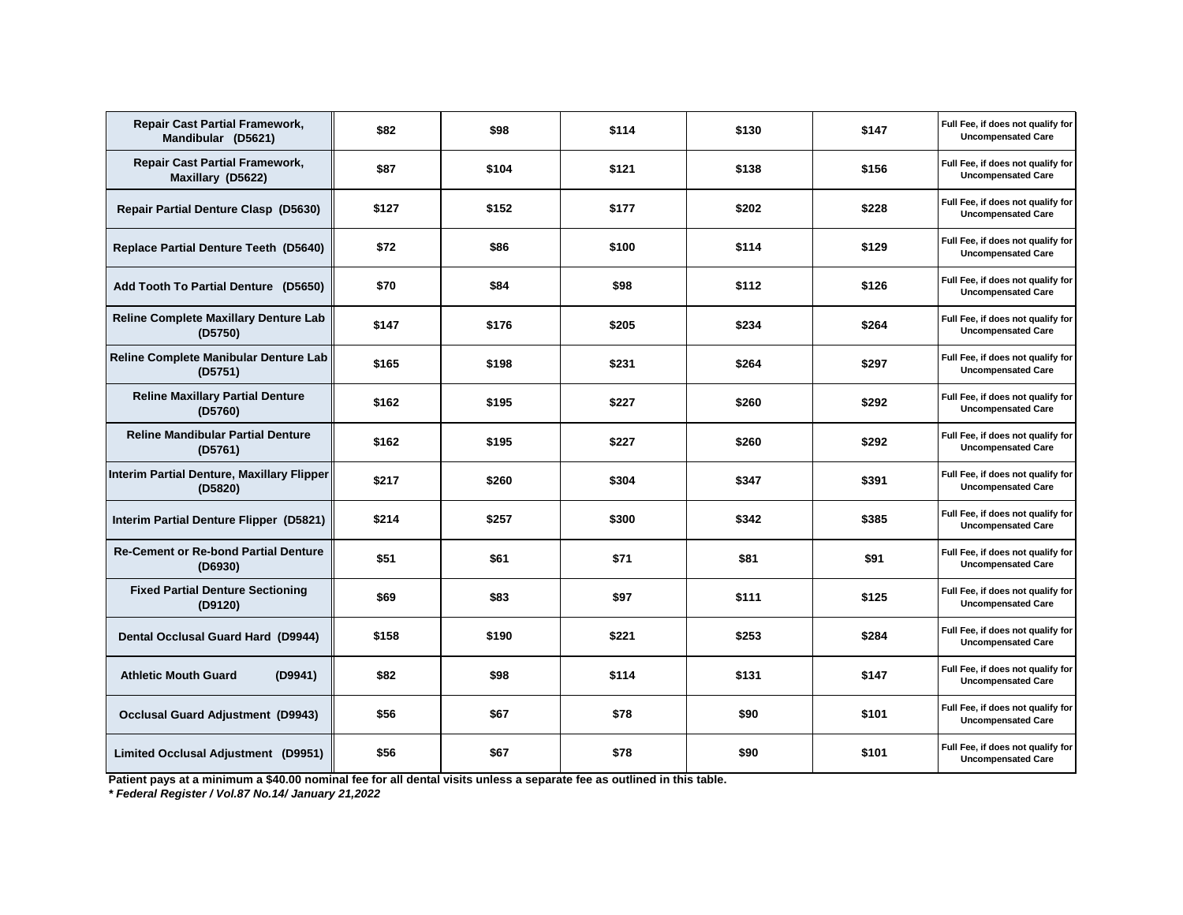| | | | | | | |
|---|---|---|---|---|---|---|
| **Repair Cast Partial Framework, Mandibular (D5621)** | **$82** | **$98** | **$114** | **$130** | **$147** | **Full Fee, if does not qualify for Uncompensated Care** |
| **Repair Cast Partial Framework, Maxillary (D5622)** | **$87** | **$104** | **$121** | **$138** | **$156** | **Full Fee, if does not qualify for Uncompensated Care** |
| **Repair Partial Denture Clasp (D5630)** | **$127** | **$152** | **$177** | **$202** | **$228** | **Full Fee, if does not qualify for Uncompensated Care** |
| **Replace Partial Denture Teeth (D5640)** | **$72** | **$86** | **$100** | **$114** | **$129** | **Full Fee, if does not qualify for Uncompensated Care** |
| **Add Tooth To Partial Denture (D5650)** | **$70** | **$84** | **$98** | **$112** | **$126** | **Full Fee, if does not qualify for Uncompensated Care** |
| **Reline Complete Maxillary Denture Lab (D5750)** | **$147** | **$176** | **$205** | **$234** | **$264** | **Full Fee, if does not qualify for Uncompensated Care** |
| **Reline Complete Manibular Denture Lab (D5751)** | **$165** | **$198** | **$231** | **$264** | **$297** | **Full Fee, if does not qualify for Uncompensated Care** |
| **Reline Maxillary Partial Denture (D5760)** | **$162** | **$195** | **$227** | **$260** | **$292** | **Full Fee, if does not qualify for Uncompensated Care** |
| **Reline Mandibular Partial Denture (D5761)** | **$162** | **$195** | **$227** | **$260** | **$292** | **Full Fee, if does not qualify for Uncompensated Care** |
| **Interim Partial Denture, Maxillary Flipper (D5820)** | **$217** | **$260** | **$304** | **$347** | **$391** | **Full Fee, if does not qualify for Uncompensated Care** |
| **Interim Partial Denture Flipper (D5821)** | **$214** | **$257** | **$300** | **$342** | **$385** | **Full Fee, if does not qualify for Uncompensated Care** |
| **Re-Cement or Re-bond Partial Denture (D6930)** | **$51** | **$61** | **$71** | **$81** | **$91** | **Full Fee, if does not qualify for Uncompensated Care** |
| **Fixed Partial Denture Sectioning (D9120)** | **$69** | **$83** | **$97** | **$111** | **$125** | **Full Fee, if does not qualify for Uncompensated Care** |
| **Dental Occlusal Guard Hard (D9944)** | **$158** | **$190** | **$221** | **$253** | **$284** | **Full Fee, if does not qualify for Uncompensated Care** |
| **Athletic Mouth Guard (D9941)** | **$82** | **$98** | **$114** | **$131** | **$147** | **Full Fee, if does not qualify for Uncompensated Care** |
| **Occlusal Guard Adjustment (D9943)** | **$56** | **$67** | **$78** | **$90** | **$101** | **Full Fee, if does not qualify for Uncompensated Care** |
| **Limited Occlusal Adjustment (D9951)** | **$56** | **$67** | **$78** | **$90** | **$101** | **Full Fee, if does not qualify for Uncompensated Care** |

**Patient pays at a minimum a $40.00 nominal fee for all dental visits unless a separate fee as outlined in this table.**

***\* Federal Register / Vol.87 No.14/ January 21,2022***